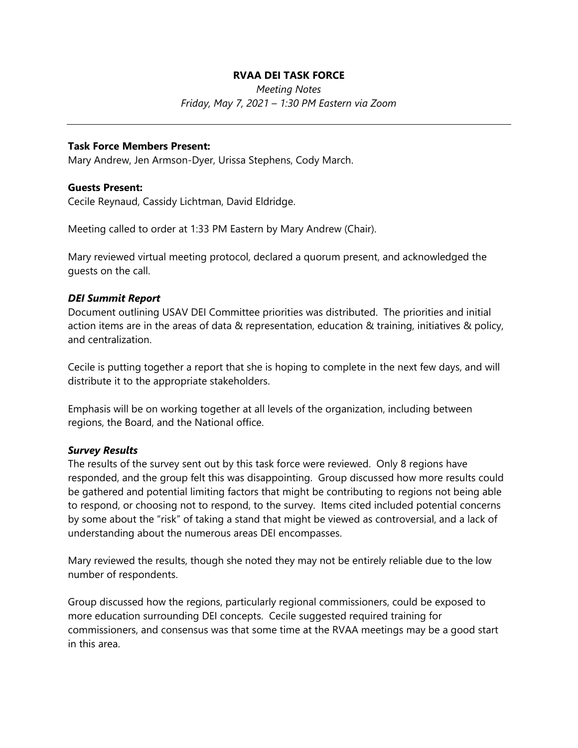# RVAA DEI TASK FORCE

*Meeting Notes*

*Friday, May 7, 2021 – 1:30 PM Eastern via Zoom*

---

**Task Force Members Present:**

Mary Andrew, Jen Armson-Dyer, Urissa Stephens, Cody March.

**Guests Present:**

Cecile Reynaud, Cassidy Lichtman, David Eldridge.

Meeting called to order at 1:33 PM Eastern by Mary Andrew (Chair).

Mary reviewed virtual meeting protocol, declared a quorum present, and acknowledged the guests on the call.

***DEI Summit Report***

Document outlining USAV DEI Committee priorities was distributed. The priorities and initial action items are in the areas of data & representation, education & training, initiatives & policy, and centralization.

Cecile is putting together a report that she is hoping to complete in the next few days, and will distribute it to the appropriate stakeholders.

Emphasis will be on working together at all levels of the organization, including between regions, the Board, and the National office.

***Survey Results***

The results of the survey sent out by this task force were reviewed. Only 8 regions have responded, and the group felt this was disappointing. Group discussed how more results could be gathered and potential limiting factors that might be contributing to regions not being able to respond, or choosing not to respond, to the survey. Items cited included potential concerns by some about the "risk" of taking a stand that might be viewed as controversial, and a lack of understanding about the numerous areas DEI encompasses.

Mary reviewed the results, though she noted they may not be entirely reliable due to the low number of respondents.

Group discussed how the regions, particularly regional commissioners, could be exposed to more education surrounding DEI concepts. Cecile suggested required training for commissioners, and consensus was that some time at the RVAA meetings may be a good start in this area.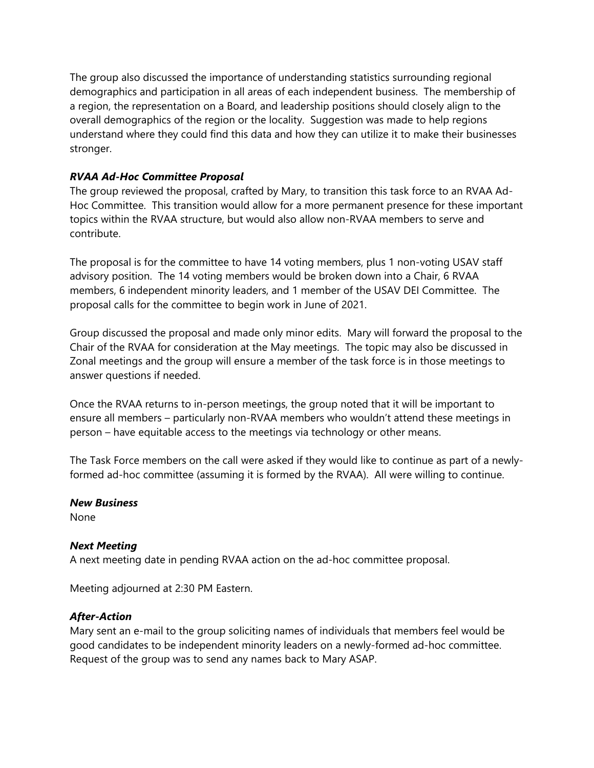The group also discussed the importance of understanding statistics surrounding regional demographics and participation in all areas of each independent business. The membership of a region, the representation on a Board, and leadership positions should closely align to the overall demographics of the region or the locality. Suggestion was made to help regions understand where they could find this data and how they can utilize it to make their businesses stronger.

***RVAA Ad-Hoc Committee Proposal***

The group reviewed the proposal, crafted by Mary, to transition this task force to an RVAA Ad-Hoc Committee. This transition would allow for a more permanent presence for these important topics within the RVAA structure, but would also allow non-RVAA members to serve and contribute.

The proposal is for the committee to have 14 voting members, plus 1 non-voting USAV staff advisory position. The 14 voting members would be broken down into a Chair, 6 RVAA members, 6 independent minority leaders, and 1 member of the USAV DEI Committee. The proposal calls for the committee to begin work in June of 2021.

Group discussed the proposal and made only minor edits. Mary will forward the proposal to the Chair of the RVAA for consideration at the May meetings. The topic may also be discussed in Zonal meetings and the group will ensure a member of the task force is in those meetings to answer questions if needed.

Once the RVAA returns to in-person meetings, the group noted that it will be important to ensure all members – particularly non-RVAA members who wouldn't attend these meetings in person – have equitable access to the meetings via technology or other means.

The Task Force members on the call were asked if they would like to continue as part of a newly-formed ad-hoc committee (assuming it is formed by the RVAA). All were willing to continue.

***New Business***

None

***Next Meeting***

A next meeting date in pending RVAA action on the ad-hoc committee proposal.

Meeting adjourned at 2:30 PM Eastern.

***After-Action***

Mary sent an e-mail to the group soliciting names of individuals that members feel would be good candidates to be independent minority leaders on a newly-formed ad-hoc committee. Request of the group was to send any names back to Mary ASAP.